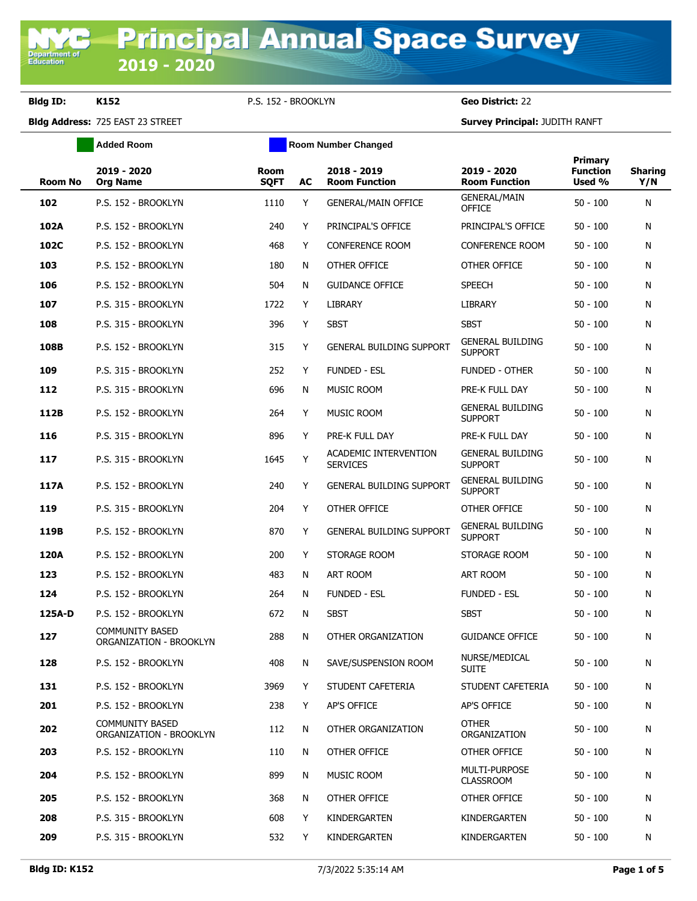# Principal Annual Space Survey 2019 - 2020

**Bldg ID:** K152 P.S. 152 - BROOKLYN **Geo District:** 22

**Bldg Address:** 725 EAST 23 STREET **Survey Principal:** JUDITH RANFT

Added Room | Room Number Changed

| Room No | 2019 - 2020 Org Name | Room SQFT | AC | 2018 - 2019 Room Function | 2019 - 2020 Room Function | Primary Function Used % | Sharing Y/N |
|---|---|---|---|---|---|---|---|
| 102 | P.S. 152 - BROOKLYN | 1110 | Y | GENERAL/MAIN OFFICE | GENERAL/MAIN OFFICE | 50 - 100 | N |
| 102A | P.S. 152 - BROOKLYN | 240 | Y | PRINCIPAL'S OFFICE | PRINCIPAL'S OFFICE | 50 - 100 | N |
| 102C | P.S. 152 - BROOKLYN | 468 | Y | CONFERENCE ROOM | CONFERENCE ROOM | 50 - 100 | N |
| 103 | P.S. 152 - BROOKLYN | 180 | N | OTHER OFFICE | OTHER OFFICE | 50 - 100 | N |
| 106 | P.S. 152 - BROOKLYN | 504 | N | GUIDANCE OFFICE | SPEECH | 50 - 100 | N |
| 107 | P.S. 315 - BROOKLYN | 1722 | Y | LIBRARY | LIBRARY | 50 - 100 | N |
| 108 | P.S. 315 - BROOKLYN | 396 | Y | SBST | SBST | 50 - 100 | N |
| 108B | P.S. 152 - BROOKLYN | 315 | Y | GENERAL BUILDING SUPPORT | GENERAL BUILDING SUPPORT | 50 - 100 | N |
| 109 | P.S. 315 - BROOKLYN | 252 | Y | FUNDED - ESL | FUNDED - OTHER | 50 - 100 | N |
| 112 | P.S. 315 - BROOKLYN | 696 | N | MUSIC ROOM | PRE-K FULL DAY | 50 - 100 | N |
| 112B | P.S. 152 - BROOKLYN | 264 | Y | MUSIC ROOM | GENERAL BUILDING SUPPORT | 50 - 100 | N |
| 116 | P.S. 315 - BROOKLYN | 896 | Y | PRE-K FULL DAY | PRE-K FULL DAY | 50 - 100 | N |
| 117 | P.S. 315 - BROOKLYN | 1645 | Y | ACADEMIC INTERVENTION SERVICES | GENERAL BUILDING SUPPORT | 50 - 100 | N |
| 117A | P.S. 152 - BROOKLYN | 240 | Y | GENERAL BUILDING SUPPORT | GENERAL BUILDING SUPPORT | 50 - 100 | N |
| 119 | P.S. 315 - BROOKLYN | 204 | Y | OTHER OFFICE | OTHER OFFICE | 50 - 100 | N |
| 119B | P.S. 152 - BROOKLYN | 870 | Y | GENERAL BUILDING SUPPORT | GENERAL BUILDING SUPPORT | 50 - 100 | N |
| 120A | P.S. 152 - BROOKLYN | 200 | Y | STORAGE ROOM | STORAGE ROOM | 50 - 100 | N |
| 123 | P.S. 152 - BROOKLYN | 483 | N | ART ROOM | ART ROOM | 50 - 100 | N |
| 124 | P.S. 152 - BROOKLYN | 264 | N | FUNDED - ESL | FUNDED - ESL | 50 - 100 | N |
| 125A-D | P.S. 152 - BROOKLYN | 672 | N | SBST | SBST | 50 - 100 | N |
| 127 | COMMUNITY BASED ORGANIZATION - BROOKLYN | 288 | N | OTHER ORGANIZATION | GUIDANCE OFFICE | 50 - 100 | N |
| 128 | P.S. 152 - BROOKLYN | 408 | N | SAVE/SUSPENSION ROOM | NURSE/MEDICAL SUITE | 50 - 100 | N |
| 131 | P.S. 152 - BROOKLYN | 3969 | Y | STUDENT CAFETERIA | STUDENT CAFETERIA | 50 - 100 | N |
| 201 | P.S. 152 - BROOKLYN | 238 | Y | AP'S OFFICE | AP'S OFFICE | 50 - 100 | N |
| 202 | COMMUNITY BASED ORGANIZATION - BROOKLYN | 112 | N | OTHER ORGANIZATION | OTHER ORGANIZATION | 50 - 100 | N |
| 203 | P.S. 152 - BROOKLYN | 110 | N | OTHER OFFICE | OTHER OFFICE | 50 - 100 | N |
| 204 | P.S. 152 - BROOKLYN | 899 | N | MUSIC ROOM | MULTI-PURPOSE CLASSROOM | 50 - 100 | N |
| 205 | P.S. 152 - BROOKLYN | 368 | N | OTHER OFFICE | OTHER OFFICE | 50 - 100 | N |
| 208 | P.S. 315 - BROOKLYN | 608 | Y | KINDERGARTEN | KINDERGARTEN | 50 - 100 | N |
| 209 | P.S. 315 - BROOKLYN | 532 | Y | KINDERGARTEN | KINDERGARTEN | 50 - 100 | N |

**Bldg ID: K152** 7/3/2022 5:35:14 AM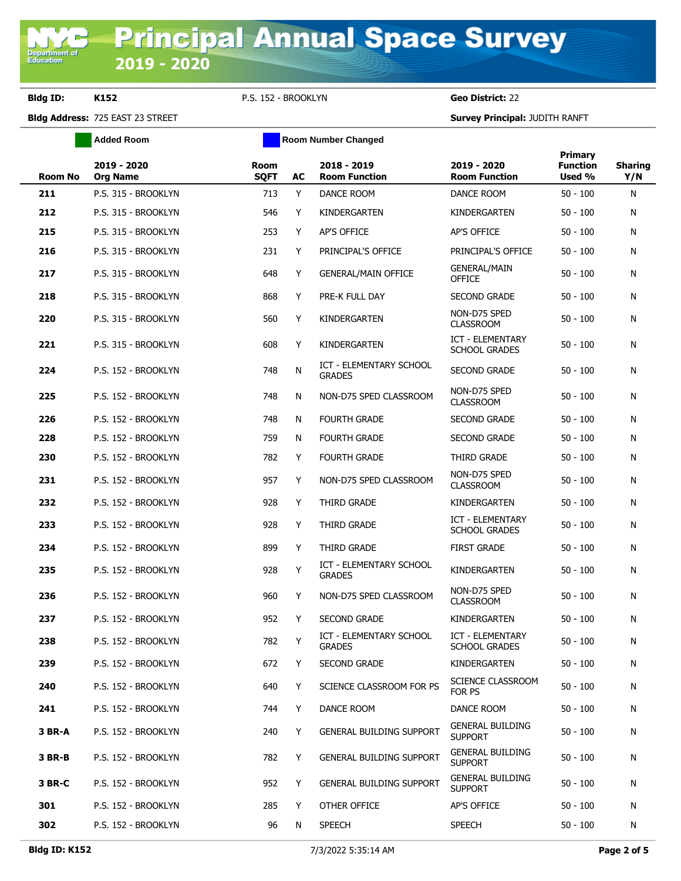# Principal Annual Space Survey 2019 - 2020

**Bldg ID:** K152 P.S. 152 - BROOKLYN **Geo District:** 22

**Bldg Address:** 725 EAST 23 STREET **Survey Principal:** JUDITH RANFT

Added Room | Room Number Changed

| Room No | 2019 - 2020 Org Name | Room SQFT | AC | 2018 - 2019 Room Function | 2019 - 2020 Room Function | Primary Function Used % | Sharing Y/N |
|---|---|---|---|---|---|---|---|
| 211 | P.S. 315 - BROOKLYN | 713 | Y | DANCE ROOM | DANCE ROOM | 50 - 100 | N |
| 212 | P.S. 315 - BROOKLYN | 546 | Y | KINDERGARTEN | KINDERGARTEN | 50 - 100 | N |
| 215 | P.S. 315 - BROOKLYN | 253 | Y | AP'S OFFICE | AP'S OFFICE | 50 - 100 | N |
| 216 | P.S. 315 - BROOKLYN | 231 | Y | PRINCIPAL'S OFFICE | PRINCIPAL'S OFFICE | 50 - 100 | N |
| 217 | P.S. 315 - BROOKLYN | 648 | Y | GENERAL/MAIN OFFICE | GENERAL/MAIN OFFICE | 50 - 100 | N |
| 218 | P.S. 315 - BROOKLYN | 868 | Y | PRE-K FULL DAY | SECOND GRADE | 50 - 100 | N |
| 220 | P.S. 315 - BROOKLYN | 560 | Y | KINDERGARTEN | NON-D75 SPED CLASSROOM | 50 - 100 | N |
| 221 | P.S. 315 - BROOKLYN | 608 | Y | KINDERGARTEN | ICT - ELEMENTARY SCHOOL GRADES | 50 - 100 | N |
| 224 | P.S. 152 - BROOKLYN | 748 | N | ICT - ELEMENTARY SCHOOL GRADES | SECOND GRADE | 50 - 100 | N |
| 225 | P.S. 152 - BROOKLYN | 748 | N | NON-D75 SPED CLASSROOM | NON-D75 SPED CLASSROOM | 50 - 100 | N |
| 226 | P.S. 152 - BROOKLYN | 748 | N | FOURTH GRADE | SECOND GRADE | 50 - 100 | N |
| 228 | P.S. 152 - BROOKLYN | 759 | N | FOURTH GRADE | SECOND GRADE | 50 - 100 | N |
| 230 | P.S. 152 - BROOKLYN | 782 | Y | FOURTH GRADE | THIRD GRADE | 50 - 100 | N |
| 231 | P.S. 152 - BROOKLYN | 957 | Y | NON-D75 SPED CLASSROOM | NON-D75 SPED CLASSROOM | 50 - 100 | N |
| 232 | P.S. 152 - BROOKLYN | 928 | Y | THIRD GRADE | KINDERGARTEN | 50 - 100 | N |
| 233 | P.S. 152 - BROOKLYN | 928 | Y | THIRD GRADE | ICT - ELEMENTARY SCHOOL GRADES | 50 - 100 | N |
| 234 | P.S. 152 - BROOKLYN | 899 | Y | THIRD GRADE | FIRST GRADE | 50 - 100 | N |
| 235 | P.S. 152 - BROOKLYN | 928 | Y | ICT - ELEMENTARY SCHOOL GRADES | KINDERGARTEN | 50 - 100 | N |
| 236 | P.S. 152 - BROOKLYN | 960 | Y | NON-D75 SPED CLASSROOM | NON-D75 SPED CLASSROOM | 50 - 100 | N |
| 237 | P.S. 152 - BROOKLYN | 952 | Y | SECOND GRADE | KINDERGARTEN | 50 - 100 | N |
| 238 | P.S. 152 - BROOKLYN | 782 | Y | ICT - ELEMENTARY SCHOOL GRADES | ICT - ELEMENTARY SCHOOL GRADES | 50 - 100 | N |
| 239 | P.S. 152 - BROOKLYN | 672 | Y | SECOND GRADE | KINDERGARTEN | 50 - 100 | N |
| 240 | P.S. 152 - BROOKLYN | 640 | Y | SCIENCE CLASSROOM FOR PS | SCIENCE CLASSROOM FOR PS | 50 - 100 | N |
| 241 | P.S. 152 - BROOKLYN | 744 | Y | DANCE ROOM | DANCE ROOM | 50 - 100 | N |
| 3 BR-A | P.S. 152 - BROOKLYN | 240 | Y | GENERAL BUILDING SUPPORT | GENERAL BUILDING SUPPORT | 50 - 100 | N |
| 3 BR-B | P.S. 152 - BROOKLYN | 782 | Y | GENERAL BUILDING SUPPORT | GENERAL BUILDING SUPPORT | 50 - 100 | N |
| 3 BR-C | P.S. 152 - BROOKLYN | 952 | Y | GENERAL BUILDING SUPPORT | GENERAL BUILDING SUPPORT | 50 - 100 | N |
| 301 | P.S. 152 - BROOKLYN | 285 | Y | OTHER OFFICE | AP'S OFFICE | 50 - 100 | N |
| 302 | P.S. 152 - BROOKLYN | 96 | N | SPEECH | SPEECH | 50 - 100 | N |

**Bldg ID: K152** 7/3/2022 5:35:14 AM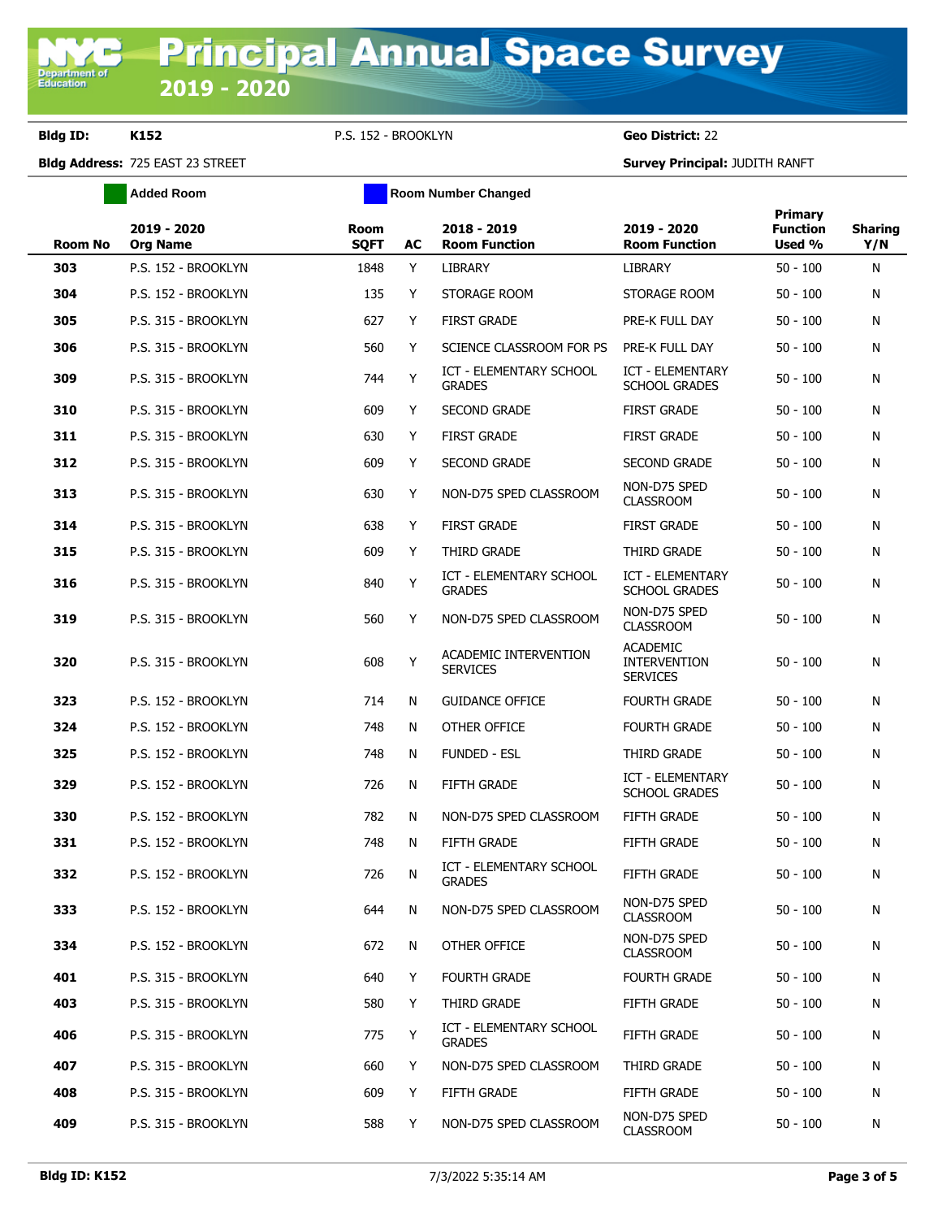# Principal Annual Space Survey 2019 - 2020

**Bldg ID:** K152 P.S. 152 - BROOKLYN **Geo District:** 22

**Bldg Address:** 725 EAST 23 STREET **Survey Principal:** JUDITH RANFT

Added Room | Room Number Changed

| Room No | 2019 - 2020 Org Name | Room SQFT | AC | 2018 - 2019 Room Function | 2019 - 2020 Room Function | Primary Function Used % | Sharing Y/N |
|---|---|---|---|---|---|---|---|
| 303 | P.S. 152 - BROOKLYN | 1848 | Y | LIBRARY | LIBRARY | 50 - 100 | N |
| 304 | P.S. 152 - BROOKLYN | 135 | Y | STORAGE ROOM | STORAGE ROOM | 50 - 100 | N |
| 305 | P.S. 315 - BROOKLYN | 627 | Y | FIRST GRADE | PRE-K FULL DAY | 50 - 100 | N |
| 306 | P.S. 315 - BROOKLYN | 560 | Y | SCIENCE CLASSROOM FOR PS | PRE-K FULL DAY | 50 - 100 | N |
| 309 | P.S. 315 - BROOKLYN | 744 | Y | ICT - ELEMENTARY SCHOOL GRADES | ICT - ELEMENTARY SCHOOL GRADES | 50 - 100 | N |
| 310 | P.S. 315 - BROOKLYN | 609 | Y | SECOND GRADE | FIRST GRADE | 50 - 100 | N |
| 311 | P.S. 315 - BROOKLYN | 630 | Y | FIRST GRADE | FIRST GRADE | 50 - 100 | N |
| 312 | P.S. 315 - BROOKLYN | 609 | Y | SECOND GRADE | SECOND GRADE | 50 - 100 | N |
| 313 | P.S. 315 - BROOKLYN | 630 | Y | NON-D75 SPED CLASSROOM | NON-D75 SPED CLASSROOM | 50 - 100 | N |
| 314 | P.S. 315 - BROOKLYN | 638 | Y | FIRST GRADE | FIRST GRADE | 50 - 100 | N |
| 315 | P.S. 315 - BROOKLYN | 609 | Y | THIRD GRADE | THIRD GRADE | 50 - 100 | N |
| 316 | P.S. 315 - BROOKLYN | 840 | Y | ICT - ELEMENTARY SCHOOL GRADES | ICT - ELEMENTARY SCHOOL GRADES | 50 - 100 | N |
| 319 | P.S. 315 - BROOKLYN | 560 | Y | NON-D75 SPED CLASSROOM | NON-D75 SPED CLASSROOM | 50 - 100 | N |
| 320 | P.S. 315 - BROOKLYN | 608 | Y | ACADEMIC INTERVENTION SERVICES | ACADEMIC INTERVENTION SERVICES | 50 - 100 | N |
| 323 | P.S. 152 - BROOKLYN | 714 | N | GUIDANCE OFFICE | FOURTH GRADE | 50 - 100 | N |
| 324 | P.S. 152 - BROOKLYN | 748 | N | OTHER OFFICE | FOURTH GRADE | 50 - 100 | N |
| 325 | P.S. 152 - BROOKLYN | 748 | N | FUNDED - ESL | THIRD GRADE | 50 - 100 | N |
| 329 | P.S. 152 - BROOKLYN | 726 | N | FIFTH GRADE | ICT - ELEMENTARY SCHOOL GRADES | 50 - 100 | N |
| 330 | P.S. 152 - BROOKLYN | 782 | N | NON-D75 SPED CLASSROOM | FIFTH GRADE | 50 - 100 | N |
| 331 | P.S. 152 - BROOKLYN | 748 | N | FIFTH GRADE | FIFTH GRADE | 50 - 100 | N |
| 332 | P.S. 152 - BROOKLYN | 726 | N | ICT - ELEMENTARY SCHOOL GRADES | FIFTH GRADE | 50 - 100 | N |
| 333 | P.S. 152 - BROOKLYN | 644 | N | NON-D75 SPED CLASSROOM | NON-D75 SPED CLASSROOM | 50 - 100 | N |
| 334 | P.S. 152 - BROOKLYN | 672 | N | OTHER OFFICE | NON-D75 SPED CLASSROOM | 50 - 100 | N |
| 401 | P.S. 315 - BROOKLYN | 640 | Y | FOURTH GRADE | FOURTH GRADE | 50 - 100 | N |
| 403 | P.S. 315 - BROOKLYN | 580 | Y | THIRD GRADE | FIFTH GRADE | 50 - 100 | N |
| 406 | P.S. 315 - BROOKLYN | 775 | Y | ICT - ELEMENTARY SCHOOL GRADES | FIFTH GRADE | 50 - 100 | N |
| 407 | P.S. 315 - BROOKLYN | 660 | Y | NON-D75 SPED CLASSROOM | THIRD GRADE | 50 - 100 | N |
| 408 | P.S. 315 - BROOKLYN | 609 | Y | FIFTH GRADE | FIFTH GRADE | 50 - 100 | N |
| 409 | P.S. 315 - BROOKLYN | 588 | Y | NON-D75 SPED CLASSROOM | NON-D75 SPED CLASSROOM | 50 - 100 | N |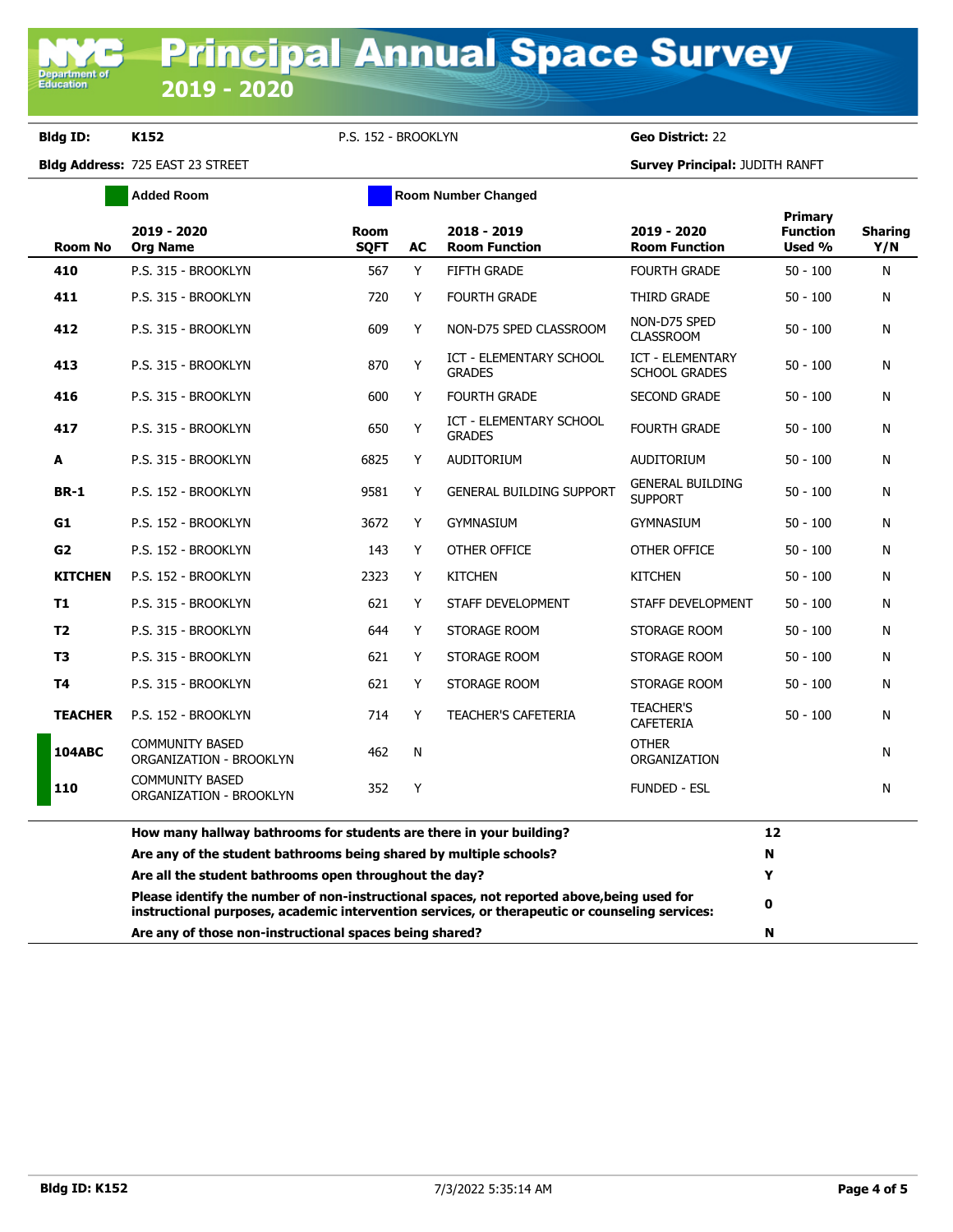# Principal Annual Space Survey

## 2019 - 2020

**Bldg ID:** K152 P.S. 152 - BROOKLYN **Geo District:** 22

**Bldg Address:** 725 EAST 23 STREET **Survey Principal:** JUDITH RANFT

Added Room | Room Number Changed

| Room No | 2019 - 2020 Org Name | Room SQFT | AC | 2018 - 2019 Room Function | 2019 - 2020 Room Function | Primary Function Used % | Sharing Y/N |
|---|---|---|---|---|---|---|---|
| 410 | P.S. 315 - BROOKLYN | 567 | Y | FIFTH GRADE | FOURTH GRADE | 50 - 100 | N |
| 411 | P.S. 315 - BROOKLYN | 720 | Y | FOURTH GRADE | THIRD GRADE | 50 - 100 | N |
| 412 | P.S. 315 - BROOKLYN | 609 | Y | NON-D75 SPED CLASSROOM | NON-D75 SPED CLASSROOM | 50 - 100 | N |
| 413 | P.S. 315 - BROOKLYN | 870 | Y | ICT - ELEMENTARY SCHOOL GRADES | ICT - ELEMENTARY SCHOOL GRADES | 50 - 100 | N |
| 416 | P.S. 315 - BROOKLYN | 600 | Y | FOURTH GRADE | SECOND GRADE | 50 - 100 | N |
| 417 | P.S. 315 - BROOKLYN | 650 | Y | ICT - ELEMENTARY SCHOOL GRADES | FOURTH GRADE | 50 - 100 | N |
| A | P.S. 315 - BROOKLYN | 6825 | Y | AUDITORIUM | AUDITORIUM | 50 - 100 | N |
| BR-1 | P.S. 152 - BROOKLYN | 9581 | Y | GENERAL BUILDING SUPPORT | GENERAL BUILDING SUPPORT | 50 - 100 | N |
| G1 | P.S. 152 - BROOKLYN | 3672 | Y | GYMNASIUM | GYMNASIUM | 50 - 100 | N |
| G2 | P.S. 152 - BROOKLYN | 143 | Y | OTHER OFFICE | OTHER OFFICE | 50 - 100 | N |
| KITCHEN | P.S. 152 - BROOKLYN | 2323 | Y | KITCHEN | KITCHEN | 50 - 100 | N |
| T1 | P.S. 315 - BROOKLYN | 621 | Y | STAFF DEVELOPMENT | STAFF DEVELOPMENT | 50 - 100 | N |
| T2 | P.S. 315 - BROOKLYN | 644 | Y | STORAGE ROOM | STORAGE ROOM | 50 - 100 | N |
| T3 | P.S. 315 - BROOKLYN | 621 | Y | STORAGE ROOM | STORAGE ROOM | 50 - 100 | N |
| T4 | P.S. 315 - BROOKLYN | 621 | Y | STORAGE ROOM | STORAGE ROOM | 50 - 100 | N |
| TEACHER | P.S. 152 - BROOKLYN | 714 | Y | TEACHER'S CAFETERIA | TEACHER'S CAFETERIA | 50 - 100 | N |
| 104ABC | COMMUNITY BASED ORGANIZATION - BROOKLYN | 462 | N | | OTHER ORGANIZATION | | N |
| 110 | COMMUNITY BASED ORGANIZATION - BROOKLYN | 352 | Y | | FUNDED - ESL | | N |

| Question | Answer |
|---|---|
| **How many hallway bathrooms for students are there in your building?** | **12** |
| **Are any of the student bathrooms being shared by multiple schools?** | **N** |
| **Are all the student bathrooms open throughout the day?** | **Y** |
| **Please identify the number of non-instructional spaces, not reported above,being used for instructional purposes, academic intervention services, or therapeutic or counseling services:** | **0** |
| **Are any of those non-instructional spaces being shared?** | **N** |

**Bldg ID: K152** 7/3/2022 5:35:14 AM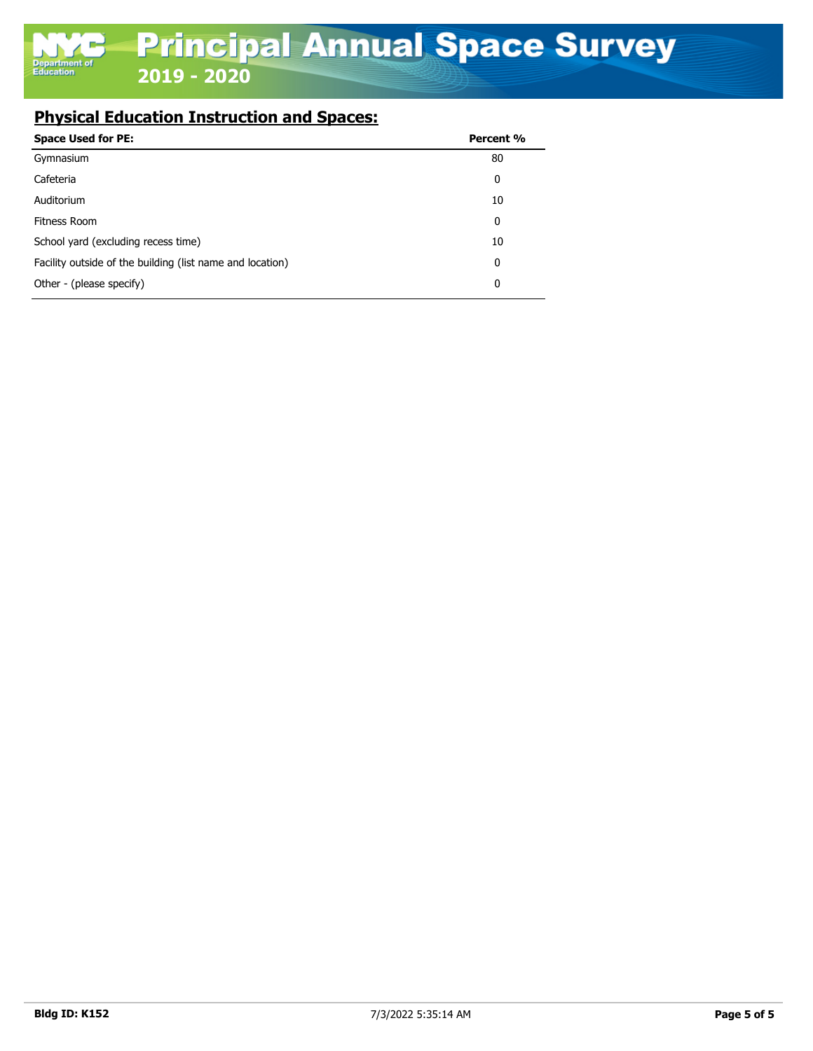## Physical Education Instruction and Spaces:

| Space Used for PE: | Percent % |
|---|---|
| Gymnasium | 80 |
| Cafeteria | 0 |
| Auditorium | 10 |
| Fitness Room | 0 |
| School yard (excluding recess time) | 10 |
| Facility outside of the building (list name and location) | 0 |
| Other - (please specify) | 0 |